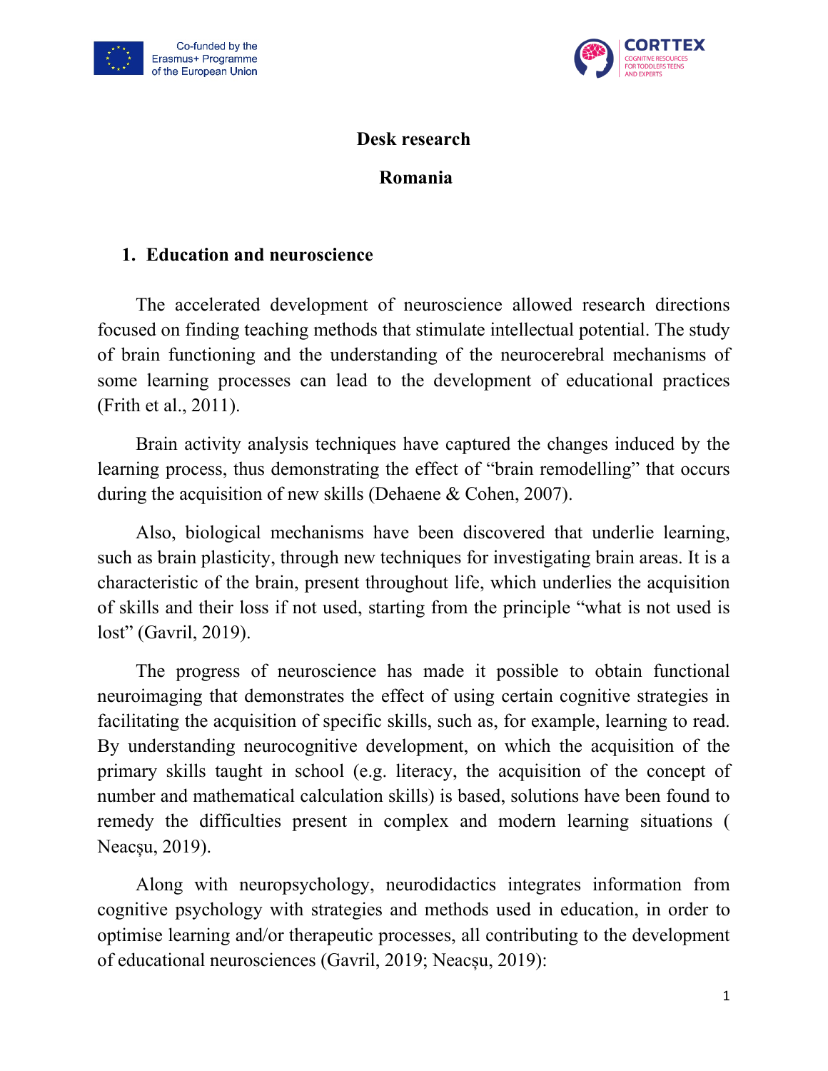# Desk research

## Romania

### 1. Education and neuroscience

The accelerated development of neuroscience allowed research directions focused on finding teaching methods that stimulate intellectual potential. The study of brain functioning and the understanding of the neurocerebral mechanisms of some learning processes can lead to the development of educational practices (Frith et al., 2011).

Brain activity analysis techniques have captured the changes induced by the learning process, thus demonstrating the effect of "brain remodelling" that occurs during the acquisition of new skills (Dehaene & Cohen, 2007).

Also, biological mechanisms have been discovered that underlie learning, such as brain plasticity, through new techniques for investigating brain areas. It is a characteristic of the brain, present throughout life, which underlies the acquisition of skills and their loss if not used, starting from the principle "what is not used is lost" (Gavril, 2019).

The progress of neuroscience has made it possible to obtain functional neuroimaging that demonstrates the effect of using certain cognitive strategies in facilitating the acquisition of specific skills, such as, for example, learning to read. By understanding neurocognitive development, on which the acquisition of the primary skills taught in school (e.g. literacy, the acquisition of the concept of number and mathematical calculation skills) is based, solutions have been found to remedy the difficulties present in complex and modern learning situations ( Neacșu, 2019).

Along with neuropsychology, neurodidactics integrates information from cognitive psychology with strategies and methods used in education, in order to optimise learning and/or therapeutic processes, all contributing to the development of educational neurosciences (Gavril, 2019; Neacșu, 2019):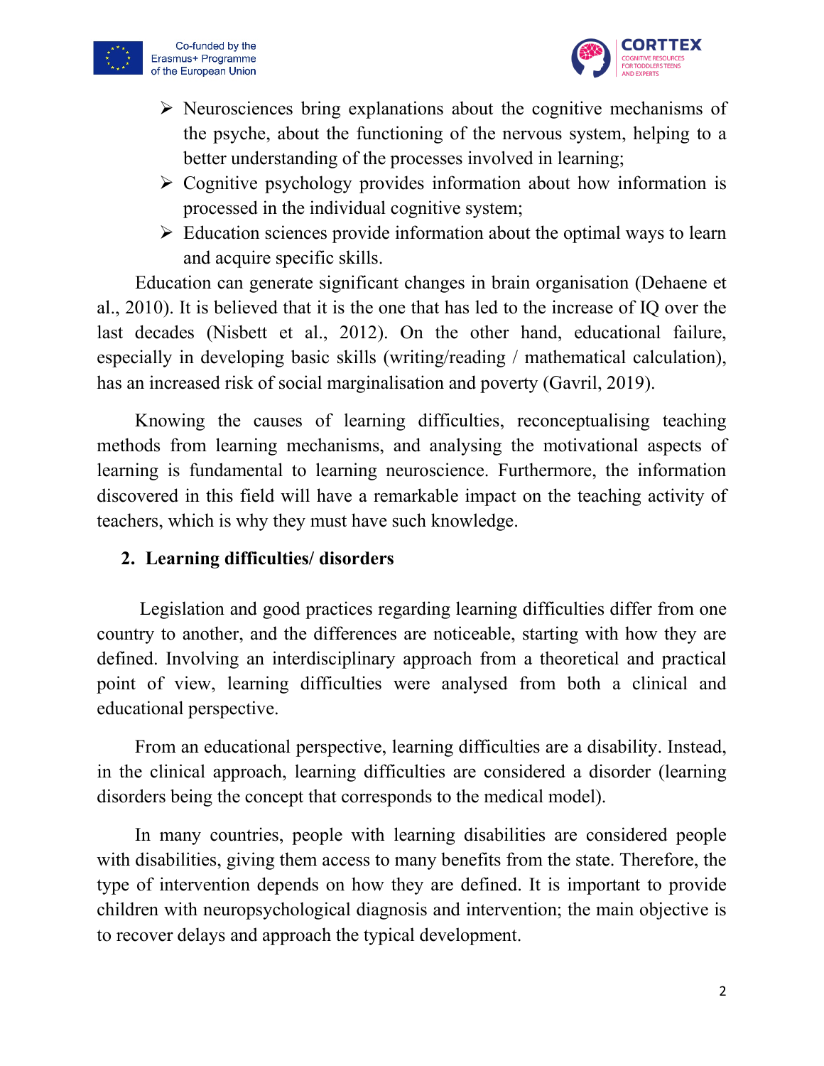- Neurosciences bring explanations about the cognitive mechanisms of the psyche, about the functioning of the nervous system, helping to a better understanding of the processes involved in learning;
- Cognitive psychology provides information about how information is processed in the individual cognitive system;
- Education sciences provide information about the optimal ways to learn and acquire specific skills.

Education can generate significant changes in brain organisation (Dehaene et al., 2010). It is believed that it is the one that has led to the increase of IQ over the last decades (Nisbett et al., 2012). On the other hand, educational failure, especially in developing basic skills (writing/reading / mathematical calculation), has an increased risk of social marginalisation and poverty (Gavril, 2019).

Knowing the causes of learning difficulties, reconceptualising teaching methods from learning mechanisms, and analysing the motivational aspects of learning is fundamental to learning neuroscience. Furthermore, the information discovered in this field will have a remarkable impact on the teaching activity of teachers, which is why they must have such knowledge.

## 2. Learning difficulties/ disorders

Legislation and good practices regarding learning difficulties differ from one country to another, and the differences are noticeable, starting with how they are defined. Involving an interdisciplinary approach from a theoretical and practical point of view, learning difficulties were analysed from both a clinical and educational perspective.

From an educational perspective, learning difficulties are a disability. Instead, in the clinical approach, learning difficulties are considered a disorder (learning disorders being the concept that corresponds to the medical model).

In many countries, people with learning disabilities are considered people with disabilities, giving them access to many benefits from the state. Therefore, the type of intervention depends on how they are defined. It is important to provide children with neuropsychological diagnosis and intervention; the main objective is to recover delays and approach the typical development.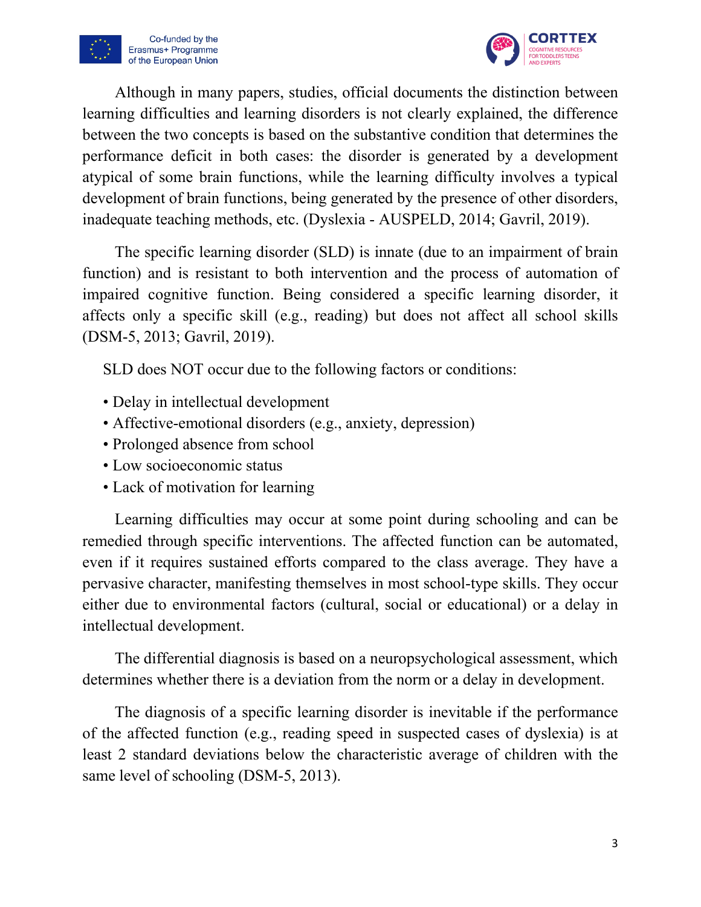Although in many papers, studies, official documents the distinction between learning difficulties and learning disorders is not clearly explained, the difference between the two concepts is based on the substantive condition that determines the performance deficit in both cases: the disorder is generated by a development atypical of some brain functions, while the learning difficulty involves a typical development of brain functions, being generated by the presence of other disorders, inadequate teaching methods, etc. (Dyslexia - AUSPELD, 2014; Gavril, 2019).

The specific learning disorder (SLD) is innate (due to an impairment of brain function) and is resistant to both intervention and the process of automation of impaired cognitive function. Being considered a specific learning disorder, it affects only a specific skill (e.g., reading) but does not affect all school skills (DSM-5, 2013; Gavril, 2019).

SLD does NOT occur due to the following factors or conditions:

- Delay in intellectual development
- Affective-emotional disorders (e.g., anxiety, depression)
- Prolonged absence from school
- Low socioeconomic status
- Lack of motivation for learning

Learning difficulties may occur at some point during schooling and can be remedied through specific interventions. The affected function can be automated, even if it requires sustained efforts compared to the class average. They have a pervasive character, manifesting themselves in most school-type skills. They occur either due to environmental factors (cultural, social or educational) or a delay in intellectual development.

The differential diagnosis is based on a neuropsychological assessment, which determines whether there is a deviation from the norm or a delay in development.

The diagnosis of a specific learning disorder is inevitable if the performance of the affected function (e.g., reading speed in suspected cases of dyslexia) is at least 2 standard deviations below the characteristic average of children with the same level of schooling (DSM-5, 2013).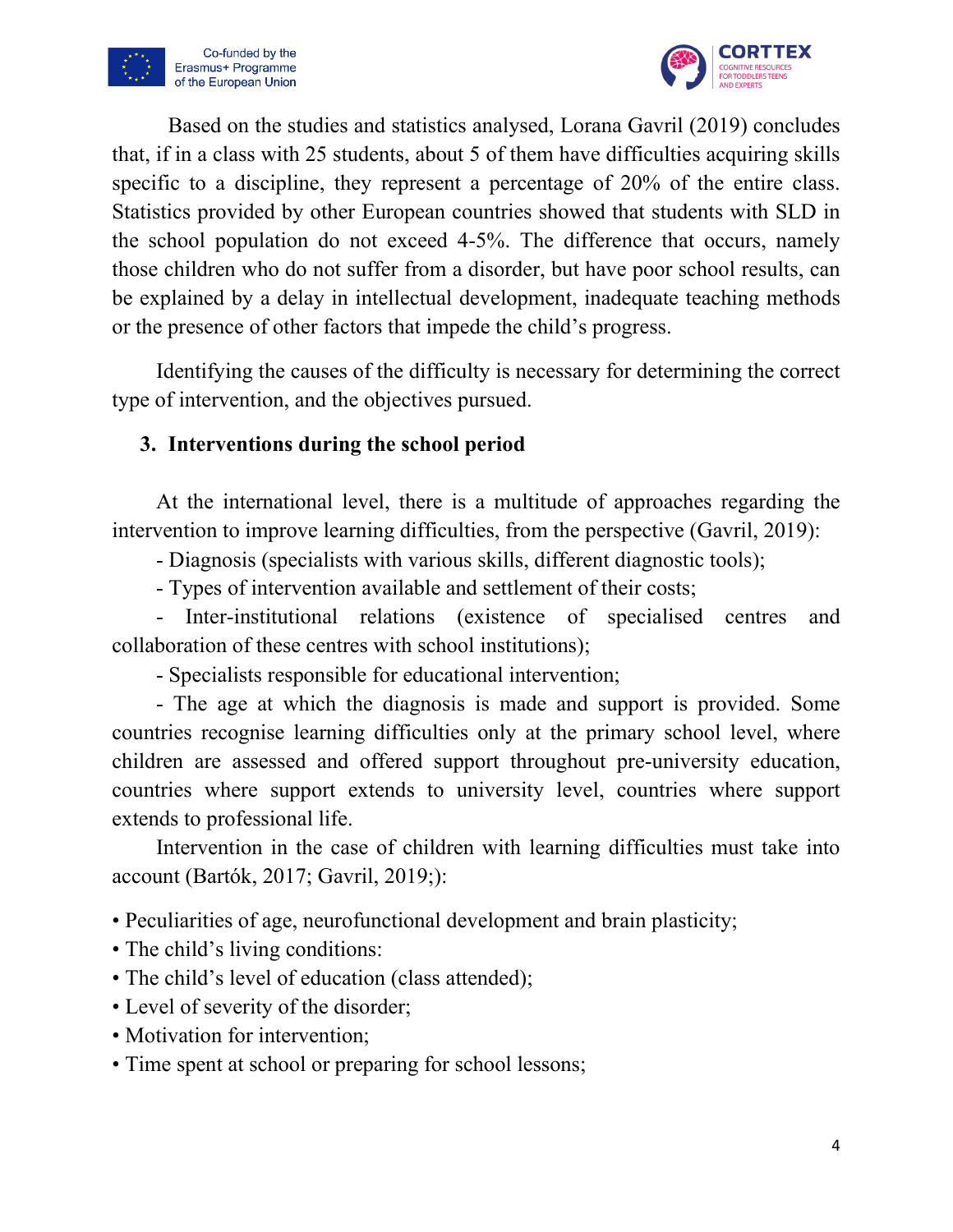Based on the studies and statistics analysed, Lorana Gavril (2019) concludes that, if in a class with 25 students, about 5 of them have difficulties acquiring skills specific to a discipline, they represent a percentage of 20% of the entire class. Statistics provided by other European countries showed that students with SLD in the school population do not exceed 4-5%. The difference that occurs, namely those children who do not suffer from a disorder, but have poor school results, can be explained by a delay in intellectual development, inadequate teaching methods or the presence of other factors that impede the child's progress.

Identifying the causes of the difficulty is necessary for determining the correct type of intervention, and the objectives pursued.

## 3. Interventions during the school period

At the international level, there is a multitude of approaches regarding the intervention to improve learning difficulties, from the perspective (Gavril, 2019):

- Diagnosis (specialists with various skills, different diagnostic tools);
- Types of intervention available and settlement of their costs;
- Inter-institutional relations (existence of specialised centres and collaboration of these centres with school institutions);
- Specialists responsible for educational intervention;
- The age at which the diagnosis is made and support is provided. Some countries recognise learning difficulties only at the primary school level, where children are assessed and offered support throughout pre-university education, countries where support extends to university level, countries where support extends to professional life.

Intervention in the case of children with learning difficulties must take into account (Bartók, 2017; Gavril, 2019;):

- Peculiarities of age, neurofunctional development and brain plasticity;
- The child's living conditions:
- The child's level of education (class attended);
- Level of severity of the disorder;
- Motivation for intervention;
- Time spent at school or preparing for school lessons;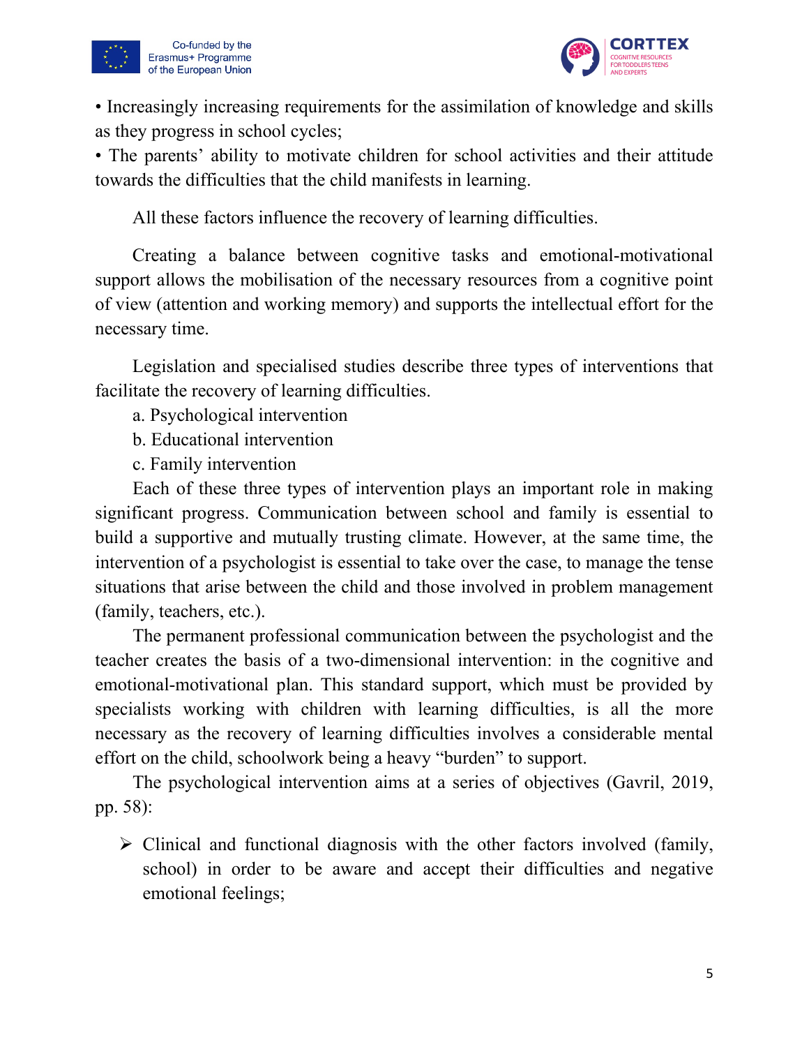• Increasingly increasing requirements for the assimilation of knowledge and skills as they progress in school cycles;
• The parents' ability to motivate children for school activities and their attitude towards the difficulties that the child manifests in learning.

All these factors influence the recovery of learning difficulties.

Creating a balance between cognitive tasks and emotional-motivational support allows the mobilisation of the necessary resources from a cognitive point of view (attention and working memory) and supports the intellectual effort for the necessary time.

Legislation and specialised studies describe three types of interventions that facilitate the recovery of learning difficulties.

a. Psychological intervention
b. Educational intervention
c. Family intervention

Each of these three types of intervention plays an important role in making significant progress. Communication between school and family is essential to build a supportive and mutually trusting climate. However, at the same time, the intervention of a psychologist is essential to take over the case, to manage the tense situations that arise between the child and those involved in problem management (family, teachers, etc.).

The permanent professional communication between the psychologist and the teacher creates the basis of a two-dimensional intervention: in the cognitive and emotional-motivational plan. This standard support, which must be provided by specialists working with children with learning difficulties, is all the more necessary as the recovery of learning difficulties involves a considerable mental effort on the child, schoolwork being a heavy "burden" to support.

The psychological intervention aims at a series of objectives (Gavril, 2019, pp. 58):

- Clinical and functional diagnosis with the other factors involved (family, school) in order to be aware and accept their difficulties and negative emotional feelings;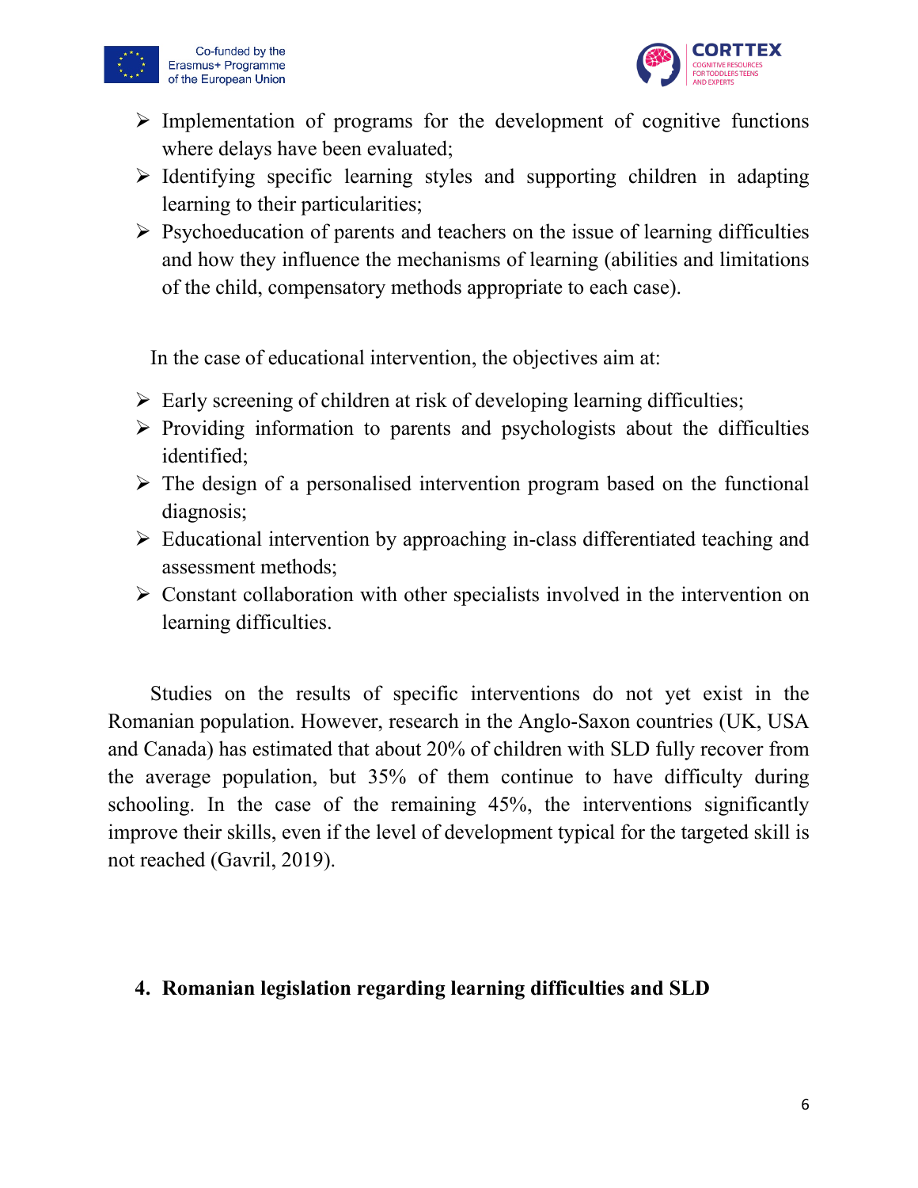- Implementation of programs for the development of cognitive functions where delays have been evaluated;
- Identifying specific learning styles and supporting children in adapting learning to their particularities;
- Psychoeducation of parents and teachers on the issue of learning difficulties and how they influence the mechanisms of learning (abilities and limitations of the child, compensatory methods appropriate to each case).

In the case of educational intervention, the objectives aim at:

- Early screening of children at risk of developing learning difficulties;
- Providing information to parents and psychologists about the difficulties identified;
- The design of a personalised intervention program based on the functional diagnosis;
- Educational intervention by approaching in-class differentiated teaching and assessment methods;
- Constant collaboration with other specialists involved in the intervention on learning difficulties.

Studies on the results of specific interventions do not yet exist in the Romanian population. However, research in the Anglo-Saxon countries (UK, USA and Canada) has estimated that about 20% of children with SLD fully recover from the average population, but 35% of them continue to have difficulty during schooling. In the case of the remaining 45%, the interventions significantly improve their skills, even if the level of development typical for the targeted skill is not reached (Gavril, 2019).

## 4. Romanian legislation regarding learning difficulties and SLD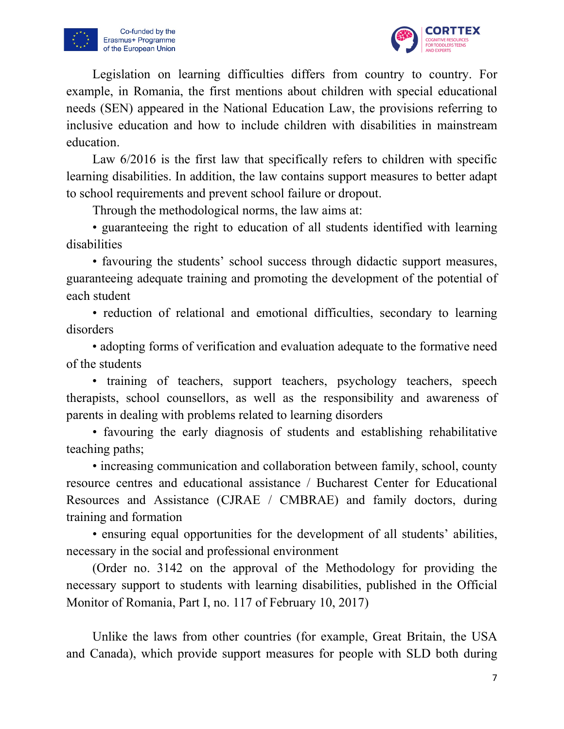Legislation on learning difficulties differs from country to country. For example, in Romania, the first mentions about children with special educational needs (SEN) appeared in the National Education Law, the provisions referring to inclusive education and how to include children with disabilities in mainstream education.

Law 6/2016 is the first law that specifically refers to children with specific learning disabilities. In addition, the law contains support measures to better adapt to school requirements and prevent school failure or dropout.

Through the methodological norms, the law aims at:

- guaranteeing the right to education of all students identified with learning disabilities
- favouring the students' school success through didactic support measures, guaranteeing adequate training and promoting the development of the potential of each student
- reduction of relational and emotional difficulties, secondary to learning disorders
- adopting forms of verification and evaluation adequate to the formative need of the students
- training of teachers, support teachers, psychology teachers, speech therapists, school counsellors, as well as the responsibility and awareness of parents in dealing with problems related to learning disorders
- favouring the early diagnosis of students and establishing rehabilitative teaching paths;
- increasing communication and collaboration between family, school, county resource centres and educational assistance / Bucharest Center for Educational Resources and Assistance (CJRAE / CMBRAE) and family doctors, during training and formation
- ensuring equal opportunities for the development of all students' abilities, necessary in the social and professional environment

(Order no. 3142 on the approval of the Methodology for providing the necessary support to students with learning disabilities, published in the Official Monitor of Romania, Part I, no. 117 of February 10, 2017)

Unlike the laws from other countries (for example, Great Britain, the USA and Canada), which provide support measures for people with SLD both during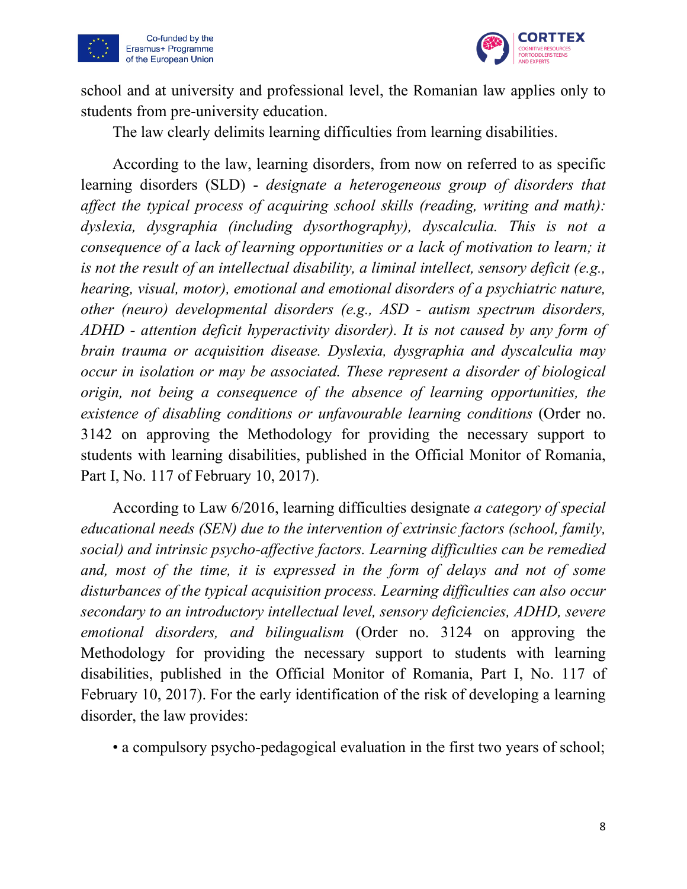school and at university and professional level, the Romanian law applies only to students from pre-university education.

The law clearly delimits learning difficulties from learning disabilities.

According to the law, learning disorders, from now on referred to as specific learning disorders (SLD) - *designate a heterogeneous group of disorders that affect the typical process of acquiring school skills (reading, writing and math): dyslexia, dysgraphia (including dysorthography), dyscalculia. This is not a consequence of a lack of learning opportunities or a lack of motivation to learn; it is not the result of an intellectual disability, a liminal intellect, sensory deficit (e.g., hearing, visual, motor), emotional and emotional disorders of a psychiatric nature, other (neuro) developmental disorders (e.g., ASD - autism spectrum disorders, ADHD - attention deficit hyperactivity disorder). It is not caused by any form of brain trauma or acquisition disease. Dyslexia, dysgraphia and dyscalculia may occur in isolation or may be associated. These represent a disorder of biological origin, not being a consequence of the absence of learning opportunities, the existence of disabling conditions or unfavourable learning conditions* (Order no. 3142 on approving the Methodology for providing the necessary support to students with learning disabilities, published in the Official Monitor of Romania, Part I, No. 117 of February 10, 2017).

According to Law 6/2016, learning difficulties designate *a category of special educational needs (SEN) due to the intervention of extrinsic factors (school, family, social) and intrinsic psycho-affective factors. Learning difficulties can be remedied and, most of the time, it is expressed in the form of delays and not of some disturbances of the typical acquisition process. Learning difficulties can also occur secondary to an introductory intellectual level, sensory deficiencies, ADHD, severe emotional disorders, and bilingualism* (Order no. 3124 on approving the Methodology for providing the necessary support to students with learning disabilities, published in the Official Monitor of Romania, Part I, No. 117 of February 10, 2017). For the early identification of the risk of developing a learning disorder, the law provides:

- a compulsory psycho-pedagogical evaluation in the first two years of school;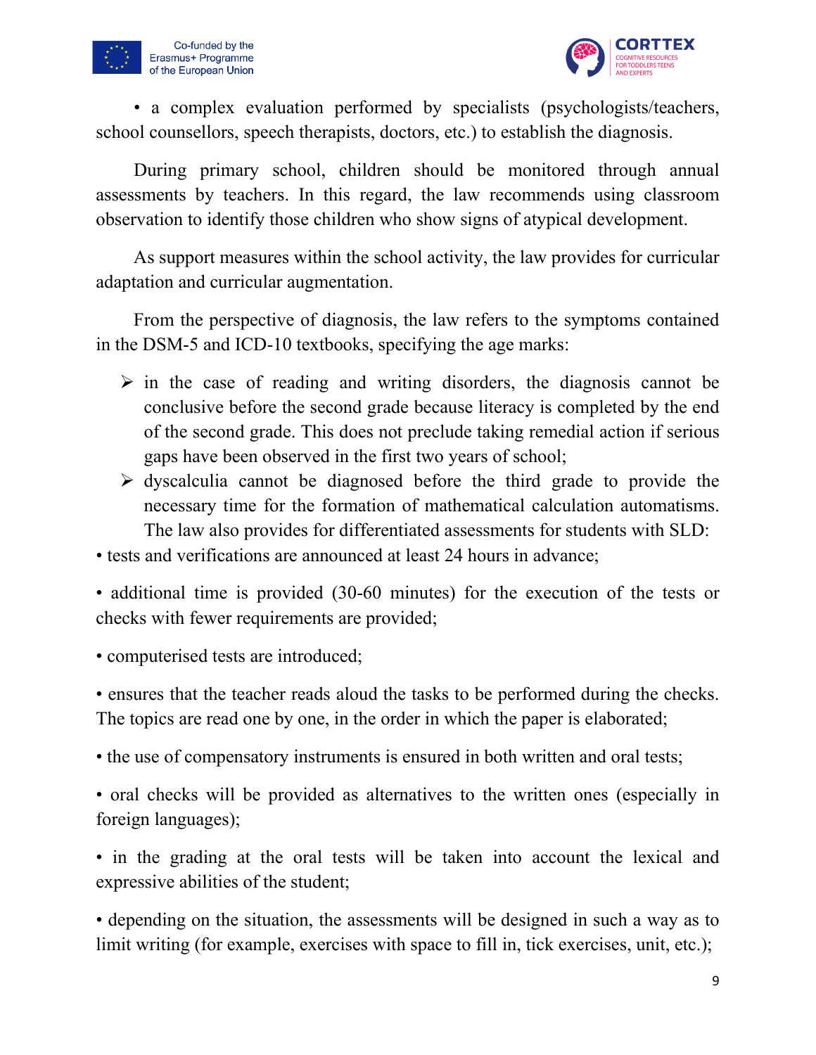• a complex evaluation performed by specialists (psychologists/teachers, school counsellors, speech therapists, doctors, etc.) to establish the diagnosis.

During primary school, children should be monitored through annual assessments by teachers. In this regard, the law recommends using classroom observation to identify those children who show signs of atypical development.

As support measures within the school activity, the law provides for curricular adaptation and curricular augmentation.

From the perspective of diagnosis, the law refers to the symptoms contained in the DSM-5 and ICD-10 textbooks, specifying the age marks:

- in the case of reading and writing disorders, the diagnosis cannot be conclusive before the second grade because literacy is completed by the end of the second grade. This does not preclude taking remedial action if serious gaps have been observed in the first two years of school;
- dyscalculia cannot be diagnosed before the third grade to provide the necessary time for the formation of mathematical calculation automatisms. The law also provides for differentiated assessments for students with SLD:

• tests and verifications are announced at least 24 hours in advance;

• additional time is provided (30-60 minutes) for the execution of the tests or checks with fewer requirements are provided;

• computerised tests are introduced;

• ensures that the teacher reads aloud the tasks to be performed during the checks. The topics are read one by one, in the order in which the paper is elaborated;

• the use of compensatory instruments is ensured in both written and oral tests;

• oral checks will be provided as alternatives to the written ones (especially in foreign languages);

• in the grading at the oral tests will be taken into account the lexical and expressive abilities of the student;

• depending on the situation, the assessments will be designed in such a way as to limit writing (for example, exercises with space to fill in, tick exercises, unit, etc.);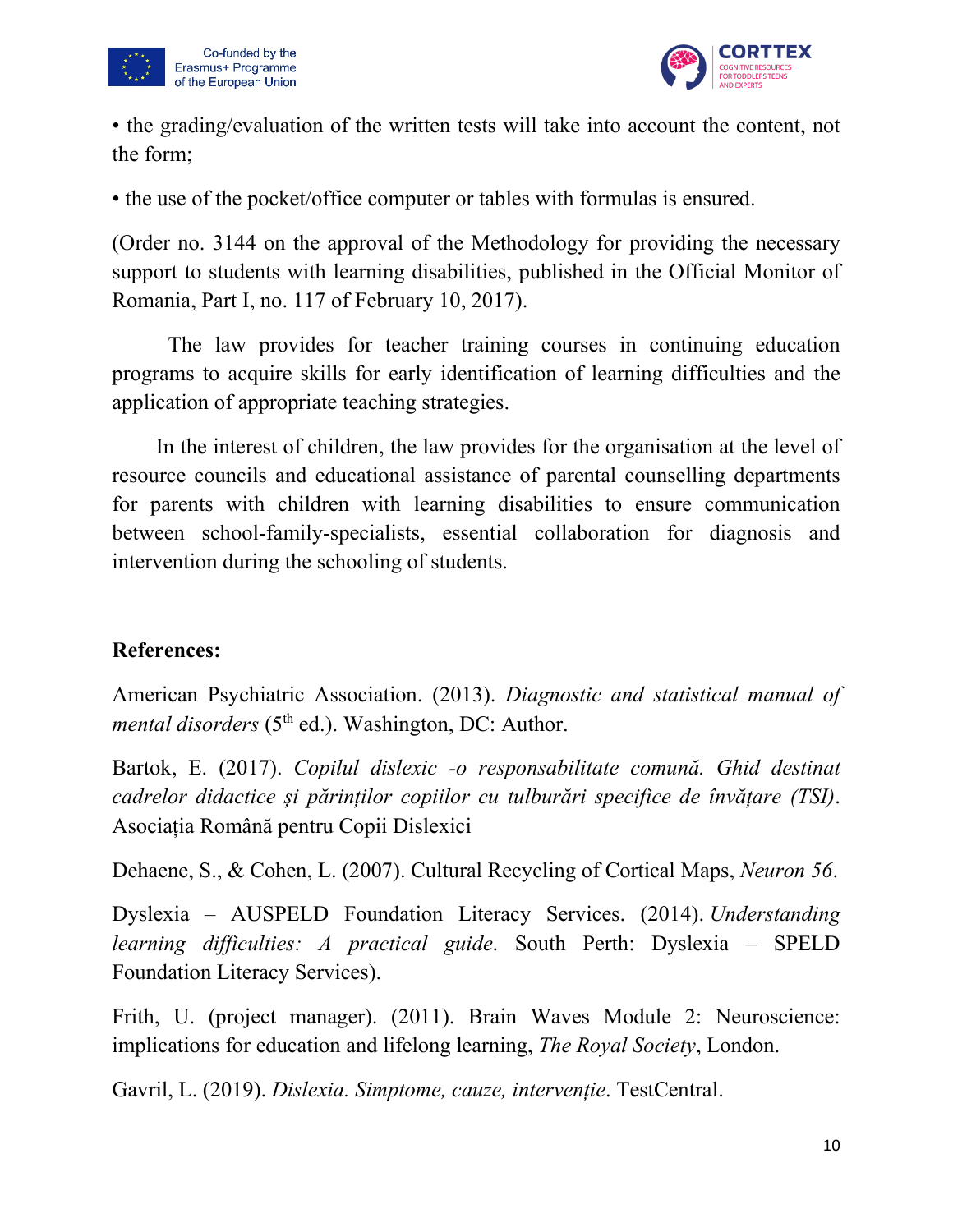• the grading/evaluation of the written tests will take into account the content, not the form;

• the use of the pocket/office computer or tables with formulas is ensured.

(Order no. 3144 on the approval of the Methodology for providing the necessary support to students with learning disabilities, published in the Official Monitor of Romania, Part I, no. 117 of February 10, 2017).

The law provides for teacher training courses in continuing education programs to acquire skills for early identification of learning difficulties and the application of appropriate teaching strategies.

In the interest of children, the law provides for the organisation at the level of resource councils and educational assistance of parental counselling departments for parents with children with learning disabilities to ensure communication between school-family-specialists, essential collaboration for diagnosis and intervention during the schooling of students.

**References:**

American Psychiatric Association. (2013). *Diagnostic and statistical manual of mental disorders* (5th ed.). Washington, DC: Author.

Bartok, E. (2017). *Copilul dislexic -o responsabilitate comună. Ghid destinat cadrelor didactice și părinților copiilor cu tulburări specifice de învățare (TSI)*. Asociația Română pentru Copii Dislexici

Dehaene, S., & Cohen, L. (2007). Cultural Recycling of Cortical Maps, *Neuron 56*.

Dyslexia – AUSPELD Foundation Literacy Services. (2014). *Understanding learning difficulties: A practical guide*. South Perth: Dyslexia – SPELD Foundation Literacy Services).

Frith, U. (project manager). (2011). Brain Waves Module 2: Neuroscience: implications for education and lifelong learning, *The Royal Society*, London.

Gavril, L. (2019). *Dislexia. Simptome, cauze, intervenție*. TestCentral.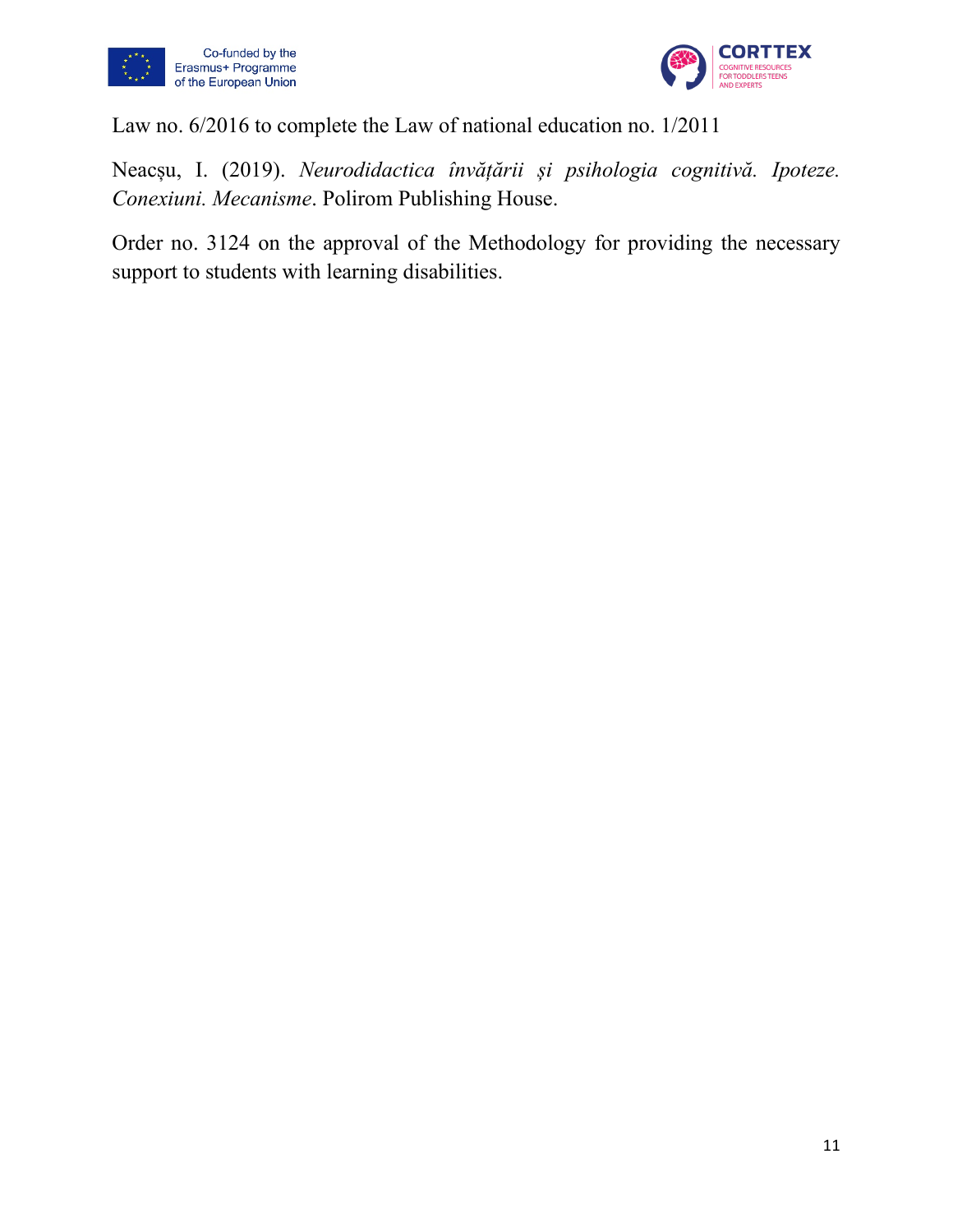Law no. 6/2016 to complete the Law of national education no. 1/2011

Neacşu, I. (2019). *Neurodidactica învățării și psihologia cognitivă. Ipoteze. Conexiuni. Mecanisme*. Polirom Publishing House.

Order no. 3124 on the approval of the Methodology for providing the necessary support to students with learning disabilities.